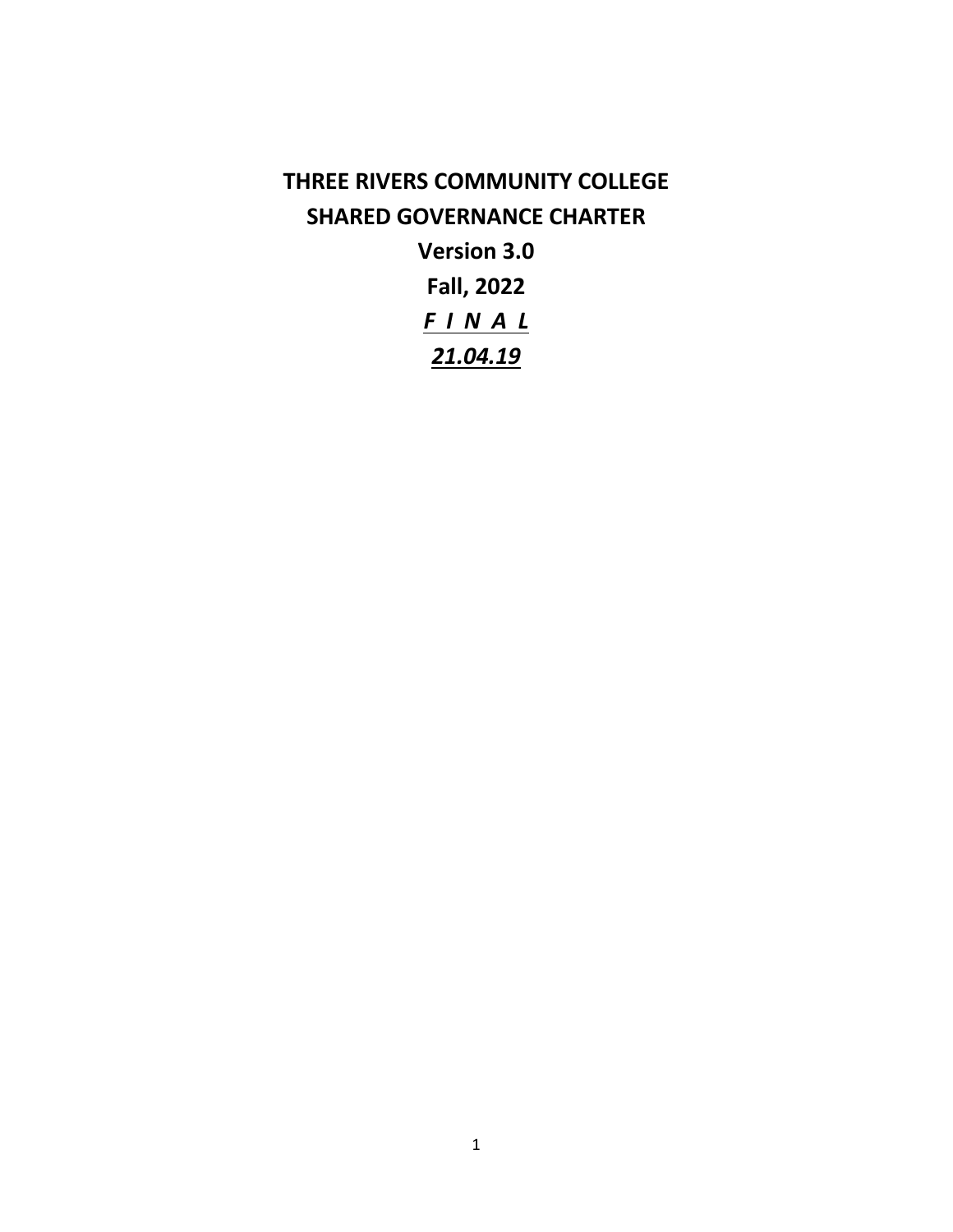# THREE RIVERS COMMUNITY COLLEGE

# SHARED GOVERNANCE CHARTER

**Version 3.0**

**Fall, 2022**

***F I N A L***

***21.04.19***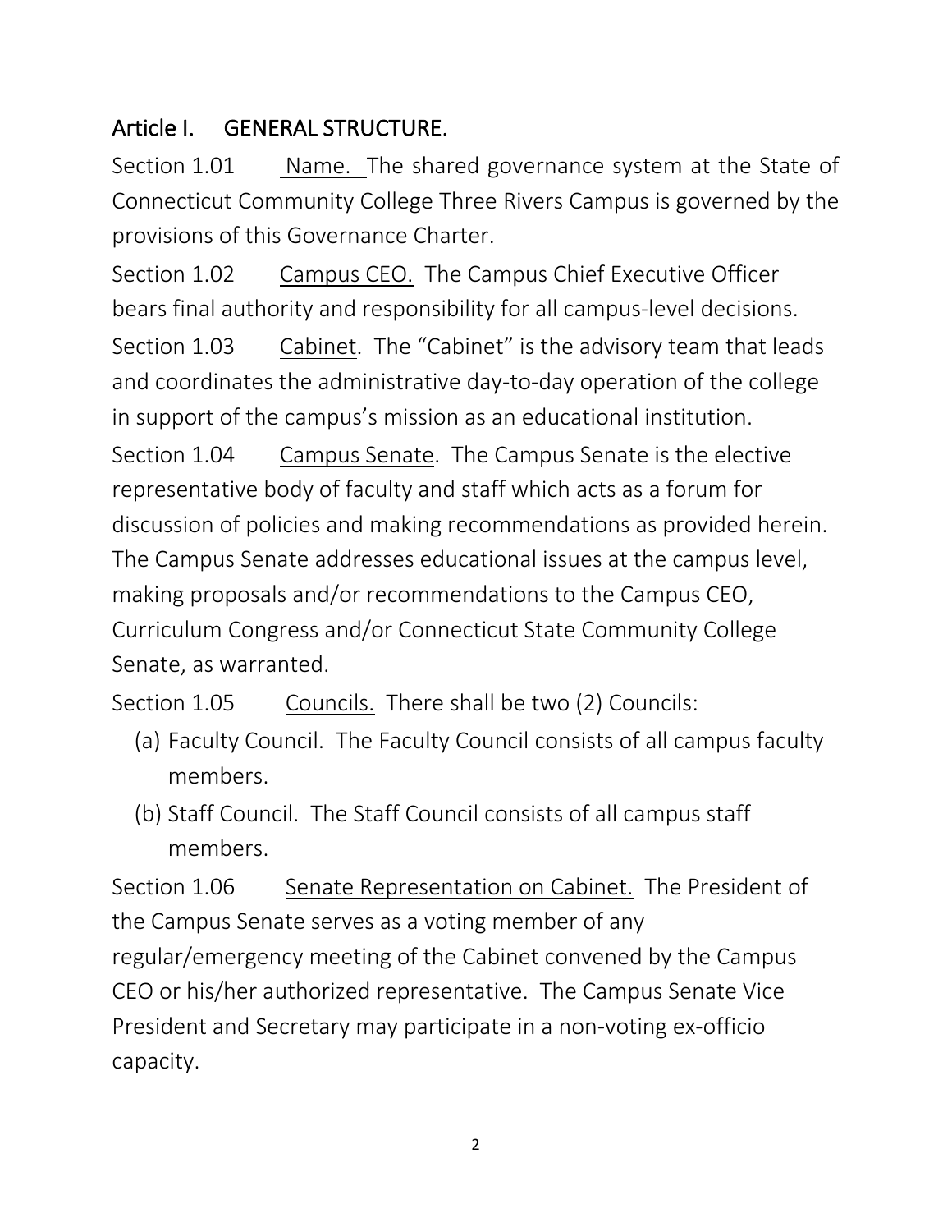## Article I. GENERAL STRUCTURE.

Section 1.01 Name. The shared governance system at the State of Connecticut Community College Three Rivers Campus is governed by the provisions of this Governance Charter.

Section 1.02 Campus CEO. The Campus Chief Executive Officer bears final authority and responsibility for all campus-level decisions.

Section 1.03 Cabinet. The "Cabinet" is the advisory team that leads and coordinates the administrative day-to-day operation of the college in support of the campus's mission as an educational institution.

Section 1.04 Campus Senate. The Campus Senate is the elective representative body of faculty and staff which acts as a forum for discussion of policies and making recommendations as provided herein. The Campus Senate addresses educational issues at the campus level, making proposals and/or recommendations to the Campus CEO, Curriculum Congress and/or Connecticut State Community College Senate, as warranted.

Section 1.05 Councils. There shall be two (2) Councils:

(a) Faculty Council. The Faculty Council consists of all campus faculty members.

(b) Staff Council. The Staff Council consists of all campus staff members.

Section 1.06 Senate Representation on Cabinet. The President of the Campus Senate serves as a voting member of any regular/emergency meeting of the Cabinet convened by the Campus CEO or his/her authorized representative. The Campus Senate Vice President and Secretary may participate in a non-voting ex-officio capacity.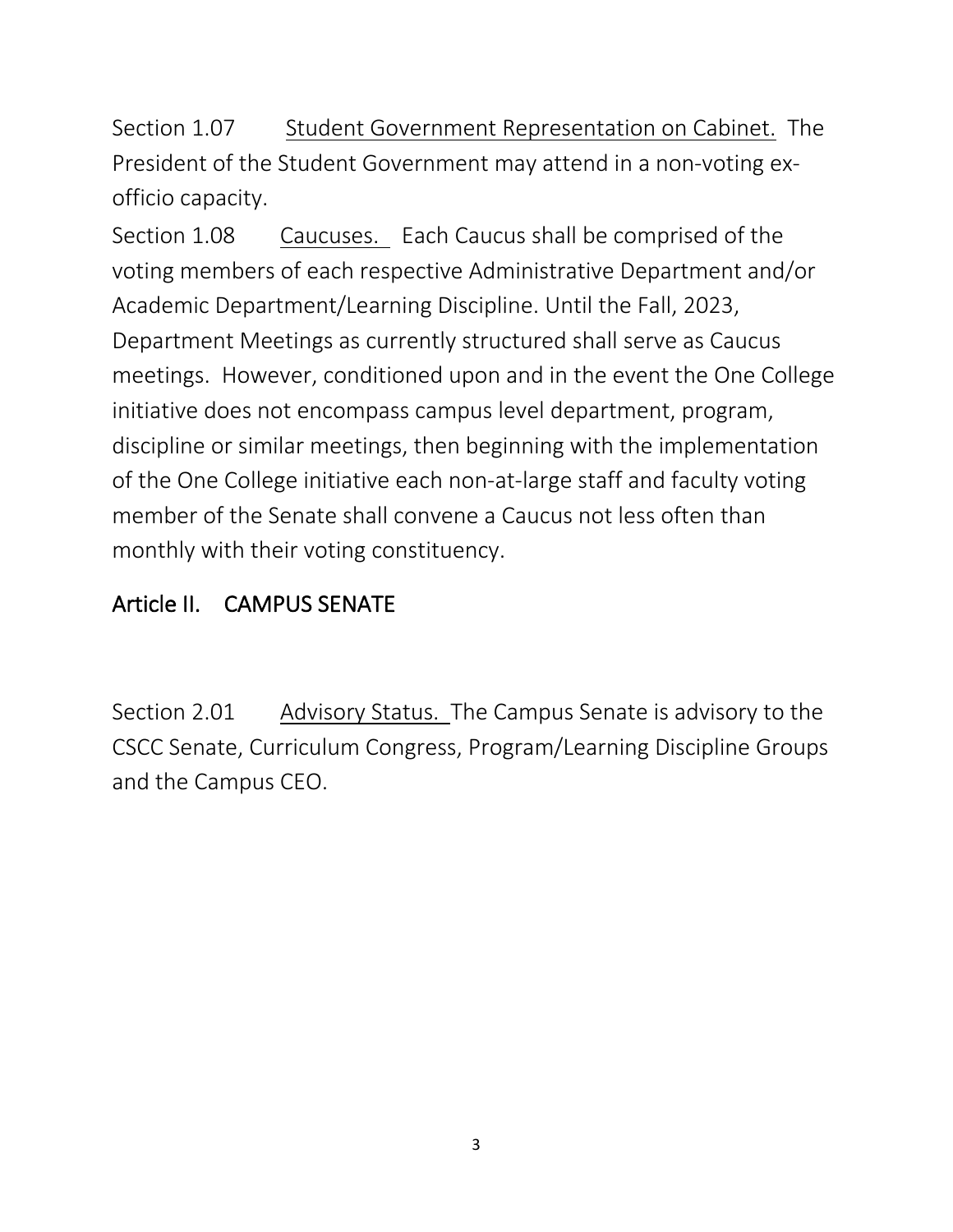Section 1.07 <u>Student Government Representation on Cabinet.</u> The President of the Student Government may attend in a non-voting ex-officio capacity.

Section 1.08 <u>Caucuses.</u> Each Caucus shall be comprised of the voting members of each respective Administrative Department and/or Academic Department/Learning Discipline. Until the Fall, 2023, Department Meetings as currently structured shall serve as Caucus meetings. However, conditioned upon and in the event the One College initiative does not encompass campus level department, program, discipline or similar meetings, then beginning with the implementation of the One College initiative each non-at-large staff and faculty voting member of the Senate shall convene a Caucus not less often than monthly with their voting constituency.

## Article II. CAMPUS SENATE

Section 2.01 <u>Advisory Status.</u> The Campus Senate is advisory to the CSCC Senate, Curriculum Congress, Program/Learning Discipline Groups and the Campus CEO.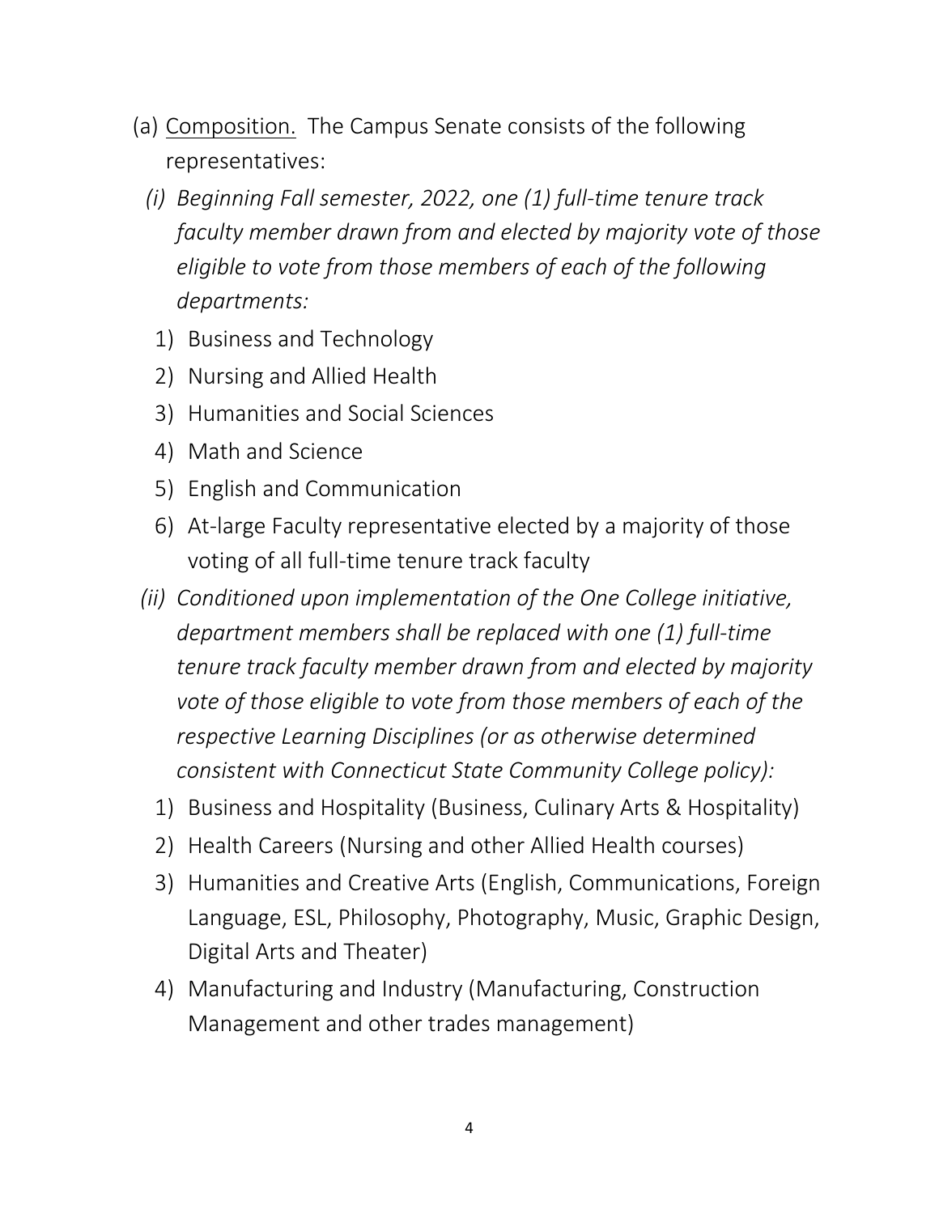(a) <u>Composition.</u> The Campus Senate consists of the following representatives:

*(i) Beginning Fall semester, 2022, one (1) full-time tenure track faculty member drawn from and elected by majority vote of those eligible to vote from those members of each of the following departments:*

1) Business and Technology
2) Nursing and Allied Health
3) Humanities and Social Sciences
4) Math and Science
5) English and Communication
6) At-large Faculty representative elected by a majority of those voting of all full-time tenure track faculty

*(ii) Conditioned upon implementation of the One College initiative, department members shall be replaced with one (1) full-time tenure track faculty member drawn from and elected by majority vote of those eligible to vote from those members of each of the respective Learning Disciplines (or as otherwise determined consistent with Connecticut State Community College policy):*

1) Business and Hospitality (Business, Culinary Arts & Hospitality)
2) Health Careers (Nursing and other Allied Health courses)
3) Humanities and Creative Arts (English, Communications, Foreign Language, ESL, Philosophy, Photography, Music, Graphic Design, Digital Arts and Theater)
4) Manufacturing and Industry (Manufacturing, Construction Management and other trades management)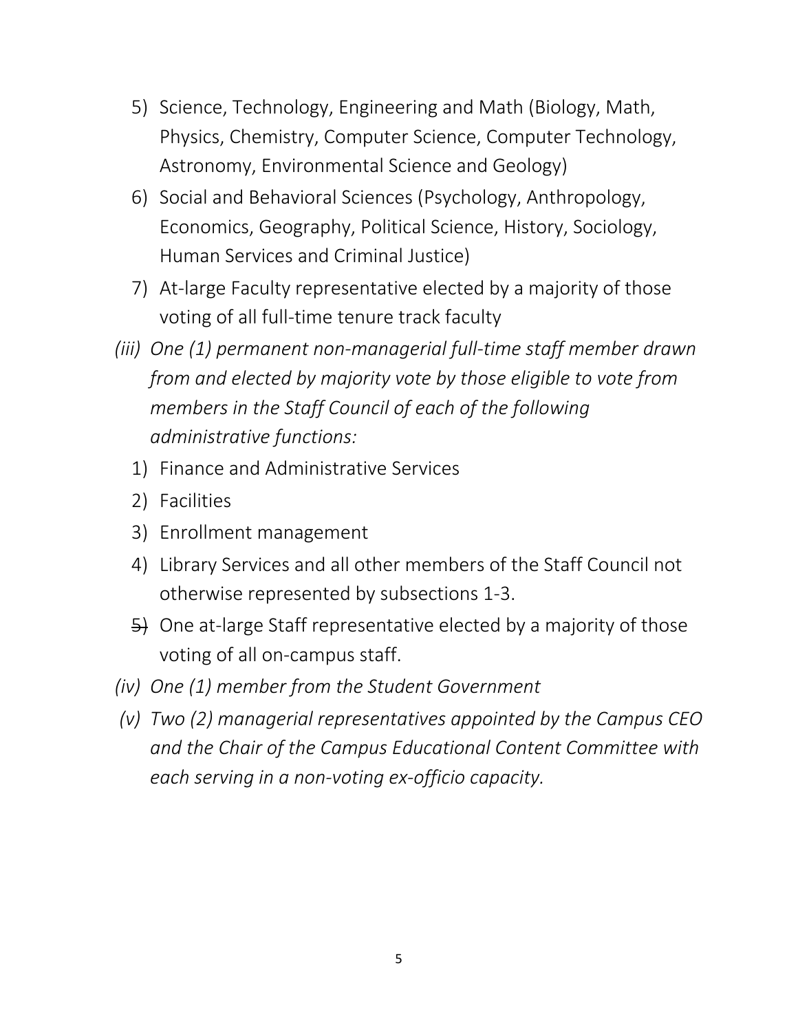5) Science, Technology, Engineering and Math (Biology, Math, Physics, Chemistry, Computer Science, Computer Technology, Astronomy, Environmental Science and Geology)
6) Social and Behavioral Sciences (Psychology, Anthropology, Economics, Geography, Political Science, History, Sociology, Human Services and Criminal Justice)
7) At-large Faculty representative elected by a majority of those voting of all full-time tenure track faculty

*(iii) One (1) permanent non-managerial full-time staff member drawn from and elected by majority vote by those eligible to vote from members in the Staff Council of each of the following administrative functions:*

1) Finance and Administrative Services
2) Facilities
3) Enrollment management
4) Library Services and all other members of the Staff Council not otherwise represented by subsections 1-3.
~~5)~~ One at-large Staff representative elected by a majority of those voting of all on-campus staff.

*(iv) One (1) member from the Student Government*

*(v) Two (2) managerial representatives appointed by the Campus CEO and the Chair of the Campus Educational Content Committee with each serving in a non-voting ex-officio capacity.*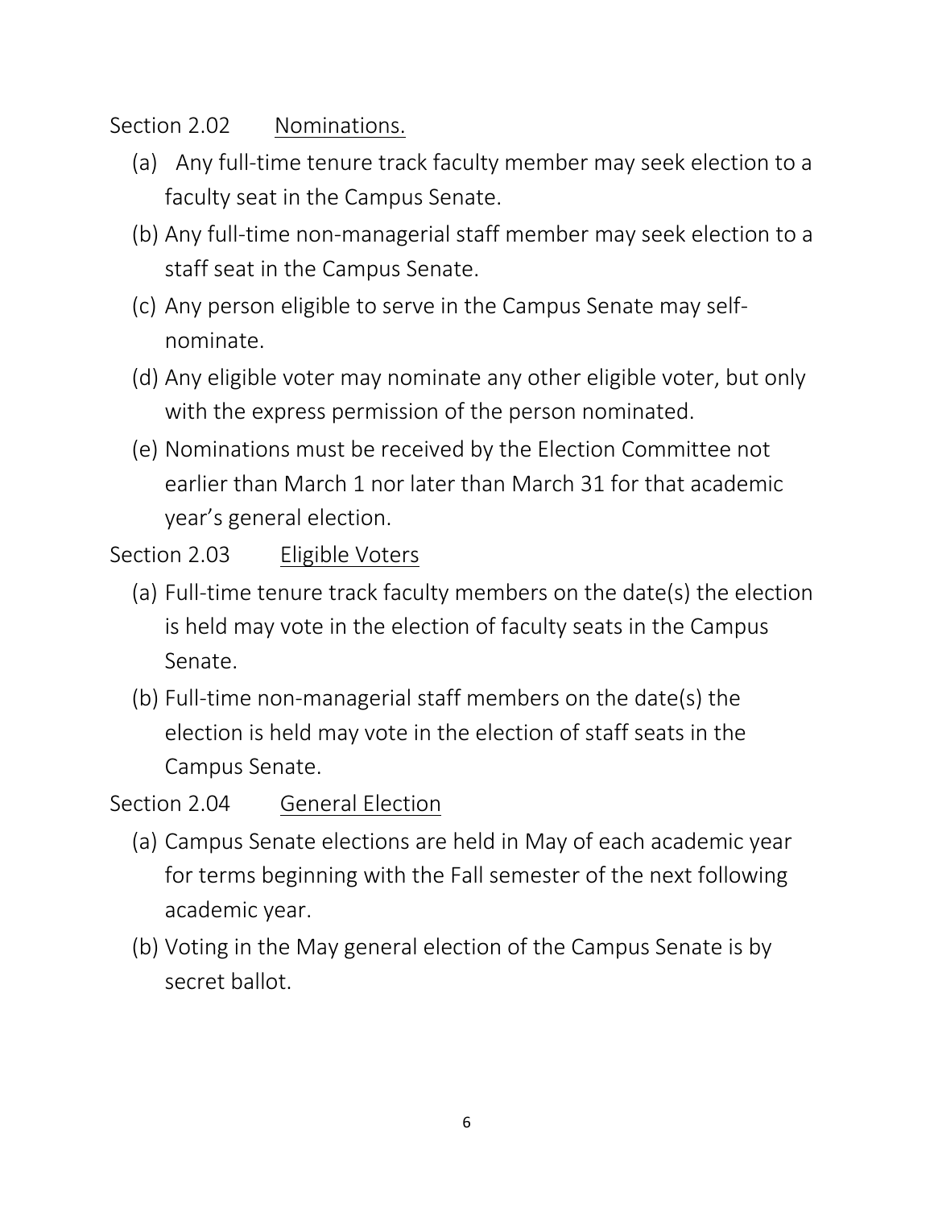Section 2.02 Nominations.

(a) Any full-time tenure track faculty member may seek election to a faculty seat in the Campus Senate.

(b) Any full-time non-managerial staff member may seek election to a staff seat in the Campus Senate.

(c) Any person eligible to serve in the Campus Senate may self-nominate.

(d) Any eligible voter may nominate any other eligible voter, but only with the express permission of the person nominated.

(e) Nominations must be received by the Election Committee not earlier than March 1 nor later than March 31 for that academic year's general election.

Section 2.03 Eligible Voters

(a) Full-time tenure track faculty members on the date(s) the election is held may vote in the election of faculty seats in the Campus Senate.

(b) Full-time non-managerial staff members on the date(s) the election is held may vote in the election of staff seats in the Campus Senate.

Section 2.04 General Election

(a) Campus Senate elections are held in May of each academic year for terms beginning with the Fall semester of the next following academic year.

(b) Voting in the May general election of the Campus Senate is by secret ballot.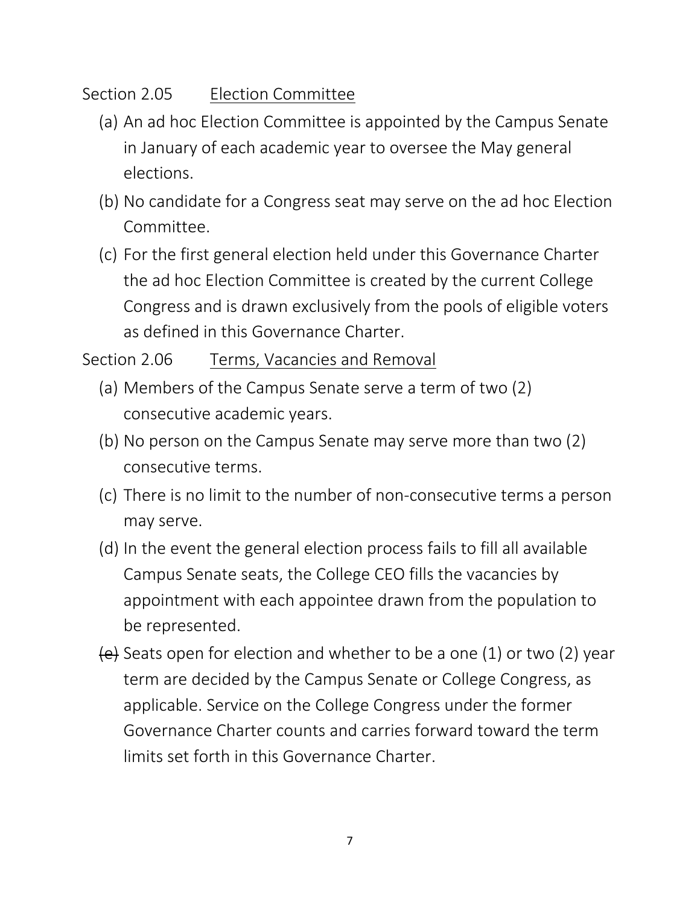Section 2.05 Election Committee

(a) An ad hoc Election Committee is appointed by the Campus Senate in January of each academic year to oversee the May general elections.

(b) No candidate for a Congress seat may serve on the ad hoc Election Committee.

(c) For the first general election held under this Governance Charter the ad hoc Election Committee is created by the current College Congress and is drawn exclusively from the pools of eligible voters as defined in this Governance Charter.

Section 2.06 Terms, Vacancies and Removal

(a) Members of the Campus Senate serve a term of two (2) consecutive academic years.

(b) No person on the Campus Senate may serve more than two (2) consecutive terms.

(c) There is no limit to the number of non-consecutive terms a person may serve.

(d) In the event the general election process fails to fill all available Campus Senate seats, the College CEO fills the vacancies by appointment with each appointee drawn from the population to be represented.

~~(e)~~ Seats open for election and whether to be a one (1) or two (2) year term are decided by the Campus Senate or College Congress, as applicable. Service on the College Congress under the former Governance Charter counts and carries forward toward the term limits set forth in this Governance Charter.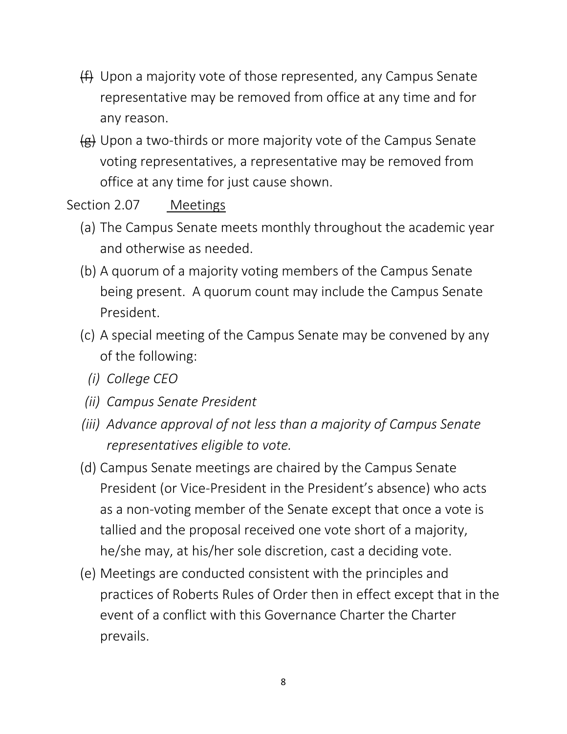- ~~(f)~~ Upon a majority vote of those represented, any Campus Senate representative may be removed from office at any time and for any reason.
- ~~(g)~~ Upon a two-thirds or more majority vote of the Campus Senate voting representatives, a representative may be removed from office at any time for just cause shown.

Section 2.07 Meetings

(a) The Campus Senate meets monthly throughout the academic year and otherwise as needed.

(b) A quorum of a majority voting members of the Campus Senate being present. A quorum count may include the Campus Senate President.

(c) A special meeting of the Campus Senate may be convened by any of the following:

  *(i) College CEO*

  *(ii) Campus Senate President*

  *(iii) Advance approval of not less than a majority of Campus Senate representatives eligible to vote.*

(d) Campus Senate meetings are chaired by the Campus Senate President (or Vice-President in the President's absence) who acts as a non-voting member of the Senate except that once a vote is tallied and the proposal received one vote short of a majority, he/she may, at his/her sole discretion, cast a deciding vote.

(e) Meetings are conducted consistent with the principles and practices of Roberts Rules of Order then in effect except that in the event of a conflict with this Governance Charter the Charter prevails.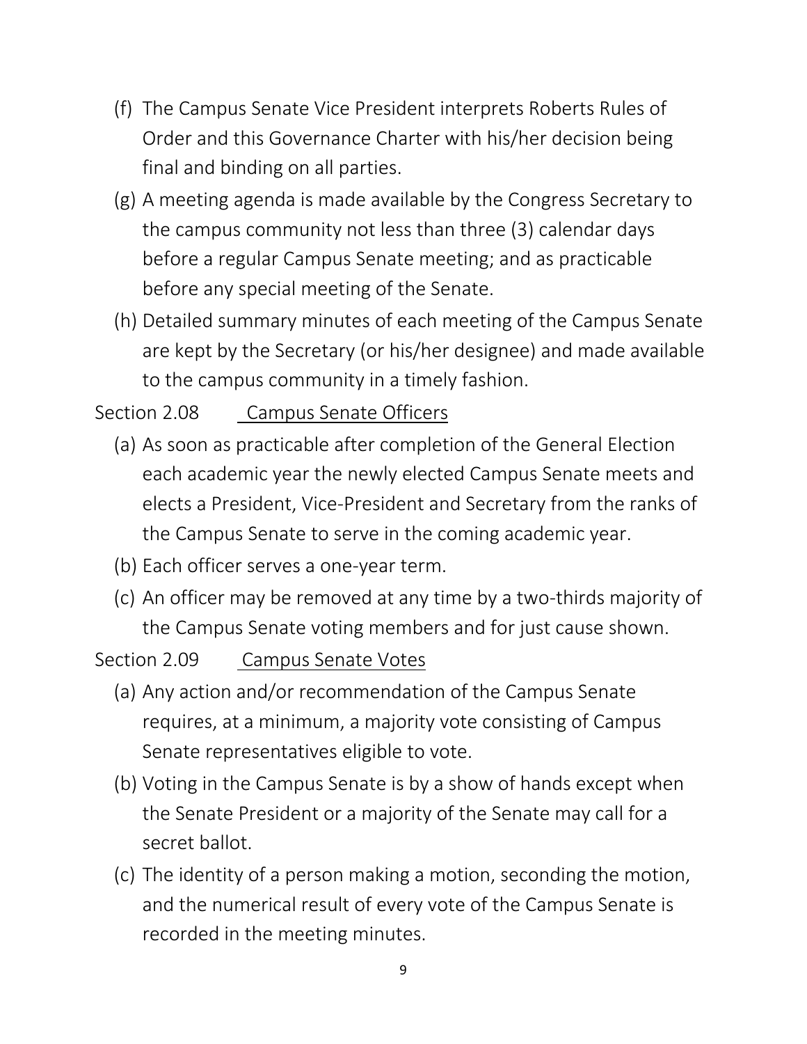(f) The Campus Senate Vice President interprets Roberts Rules of Order and this Governance Charter with his/her decision being final and binding on all parties.

(g) A meeting agenda is made available by the Congress Secretary to the campus community not less than three (3) calendar days before a regular Campus Senate meeting; and as practicable before any special meeting of the Senate.

(h) Detailed summary minutes of each meeting of the Campus Senate are kept by the Secretary (or his/her designee) and made available to the campus community in a timely fashion.

Section 2.08 <u>Campus Senate Officers</u>

(a) As soon as practicable after completion of the General Election each academic year the newly elected Campus Senate meets and elects a President, Vice-President and Secretary from the ranks of the Campus Senate to serve in the coming academic year.

(b) Each officer serves a one-year term.

(c) An officer may be removed at any time by a two-thirds majority of the Campus Senate voting members and for just cause shown.

Section 2.09 <u>Campus Senate Votes</u>

(a) Any action and/or recommendation of the Campus Senate requires, at a minimum, a majority vote consisting of Campus Senate representatives eligible to vote.

(b) Voting in the Campus Senate is by a show of hands except when the Senate President or a majority of the Senate may call for a secret ballot.

(c) The identity of a person making a motion, seconding the motion, and the numerical result of every vote of the Campus Senate is recorded in the meeting minutes.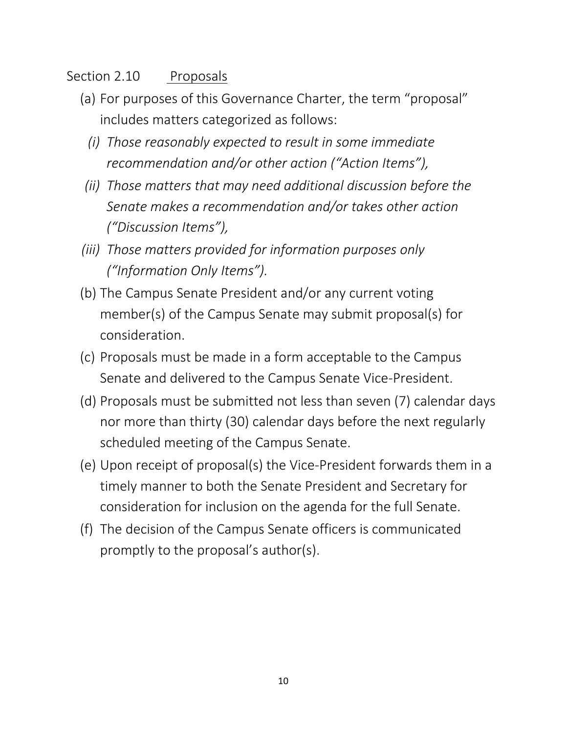## Section 2.10 Proposals

(a) For purposes of this Governance Charter, the term "proposal" includes matters categorized as follows:

*(i) Those reasonably expected to result in some immediate recommendation and/or other action ("Action Items"),*

*(ii) Those matters that may need additional discussion before the Senate makes a recommendation and/or takes other action ("Discussion Items"),*

*(iii) Those matters provided for information purposes only ("Information Only Items").*

(b) The Campus Senate President and/or any current voting member(s) of the Campus Senate may submit proposal(s) for consideration.

(c) Proposals must be made in a form acceptable to the Campus Senate and delivered to the Campus Senate Vice-President.

(d) Proposals must be submitted not less than seven (7) calendar days nor more than thirty (30) calendar days before the next regularly scheduled meeting of the Campus Senate.

(e) Upon receipt of proposal(s) the Vice-President forwards them in a timely manner to both the Senate President and Secretary for consideration for inclusion on the agenda for the full Senate.

(f) The decision of the Campus Senate officers is communicated promptly to the proposal's author(s).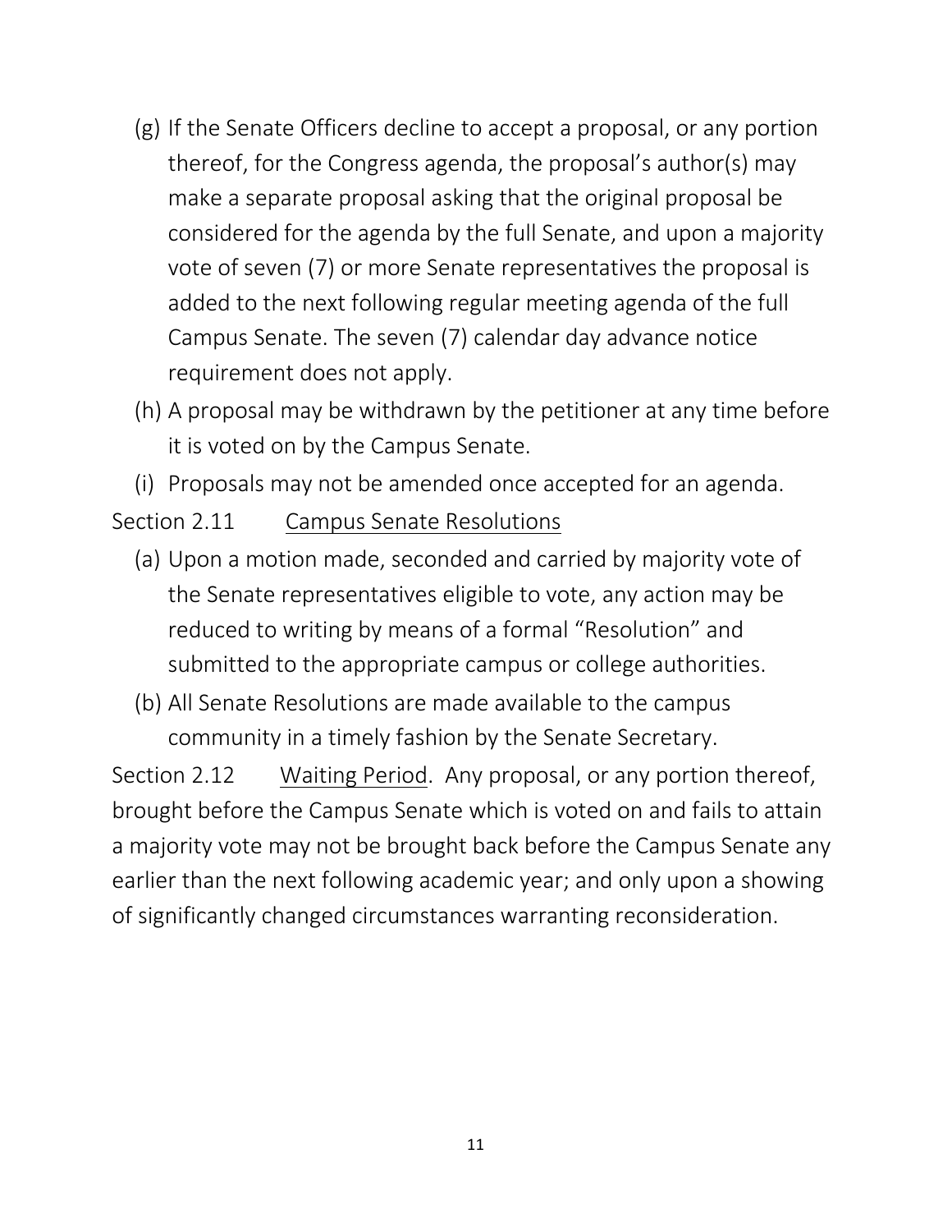(g) If the Senate Officers decline to accept a proposal, or any portion thereof, for the Congress agenda, the proposal's author(s) may make a separate proposal asking that the original proposal be considered for the agenda by the full Senate, and upon a majority vote of seven (7) or more Senate representatives the proposal is added to the next following regular meeting agenda of the full Campus Senate. The seven (7) calendar day advance notice requirement does not apply.

(h) A proposal may be withdrawn by the petitioner at any time before it is voted on by the Campus Senate.

(i) Proposals may not be amended once accepted for an agenda.

Section 2.11 <u>Campus Senate Resolutions</u>

(a) Upon a motion made, seconded and carried by majority vote of the Senate representatives eligible to vote, any action may be reduced to writing by means of a formal "Resolution" and submitted to the appropriate campus or college authorities.

(b) All Senate Resolutions are made available to the campus community in a timely fashion by the Senate Secretary.

Section 2.12 <u>Waiting Period</u>. Any proposal, or any portion thereof, brought before the Campus Senate which is voted on and fails to attain a majority vote may not be brought back before the Campus Senate any earlier than the next following academic year; and only upon a showing of significantly changed circumstances warranting reconsideration.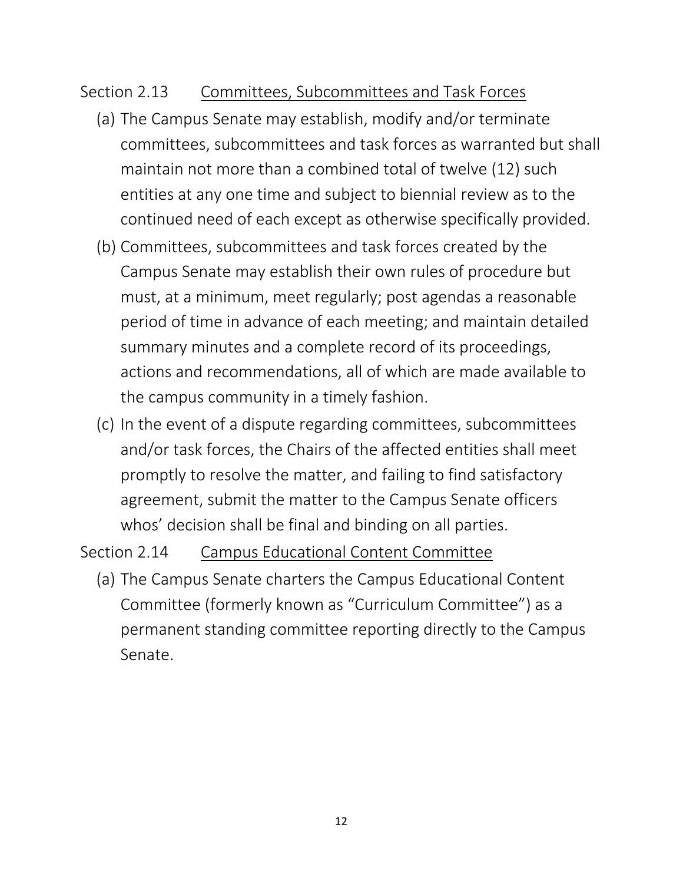## Section 2.13 Committees, Subcommittees and Task Forces

(a) The Campus Senate may establish, modify and/or terminate committees, subcommittees and task forces as warranted but shall maintain not more than a combined total of twelve (12) such entities at any one time and subject to biennial review as to the continued need of each except as otherwise specifically provided.

(b) Committees, subcommittees and task forces created by the Campus Senate may establish their own rules of procedure but must, at a minimum, meet regularly; post agendas a reasonable period of time in advance of each meeting; and maintain detailed summary minutes and a complete record of its proceedings, actions and recommendations, all of which are made available to the campus community in a timely fashion.

(c) In the event of a dispute regarding committees, subcommittees and/or task forces, the Chairs of the affected entities shall meet promptly to resolve the matter, and failing to find satisfactory agreement, submit the matter to the Campus Senate officers whos' decision shall be final and binding on all parties.

## Section 2.14 Campus Educational Content Committee

(a) The Campus Senate charters the Campus Educational Content Committee (formerly known as "Curriculum Committee") as a permanent standing committee reporting directly to the Campus Senate.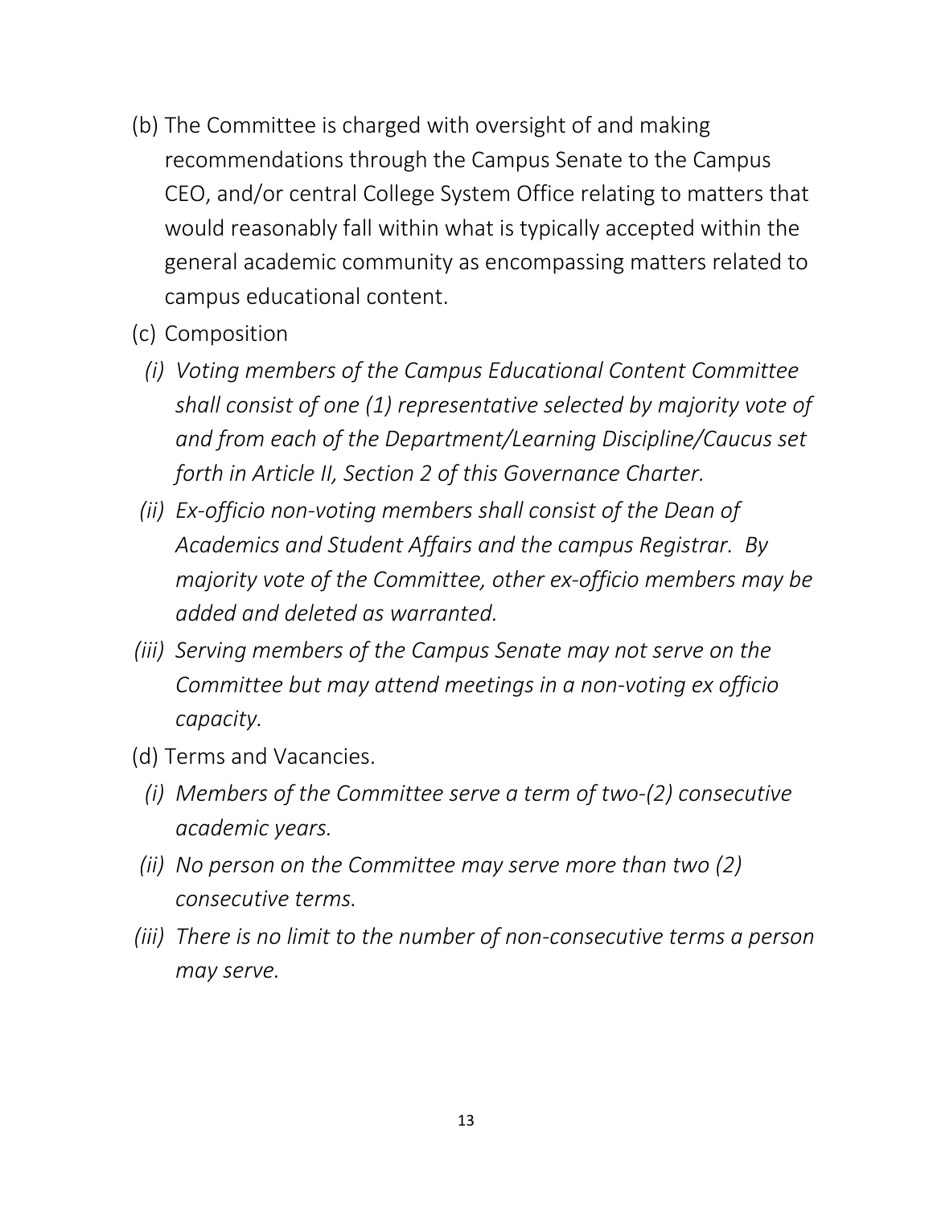(b) The Committee is charged with oversight of and making recommendations through the Campus Senate to the Campus CEO, and/or central College System Office relating to matters that would reasonably fall within what is typically accepted within the general academic community as encompassing matters related to campus educational content.

(c) Composition

*(i) Voting members of the Campus Educational Content Committee shall consist of one (1) representative selected by majority vote of and from each of the Department/Learning Discipline/Caucus set forth in Article II, Section 2 of this Governance Charter.*

*(ii) Ex-officio non-voting members shall consist of the Dean of Academics and Student Affairs and the campus Registrar. By majority vote of the Committee, other ex-officio members may be added and deleted as warranted.*

*(iii) Serving members of the Campus Senate may not serve on the Committee but may attend meetings in a non-voting ex officio capacity.*

(d) Terms and Vacancies.

*(i) Members of the Committee serve a term of two-(2) consecutive academic years.*

*(ii) No person on the Committee may serve more than two (2) consecutive terms.*

*(iii) There is no limit to the number of non-consecutive terms a person may serve.*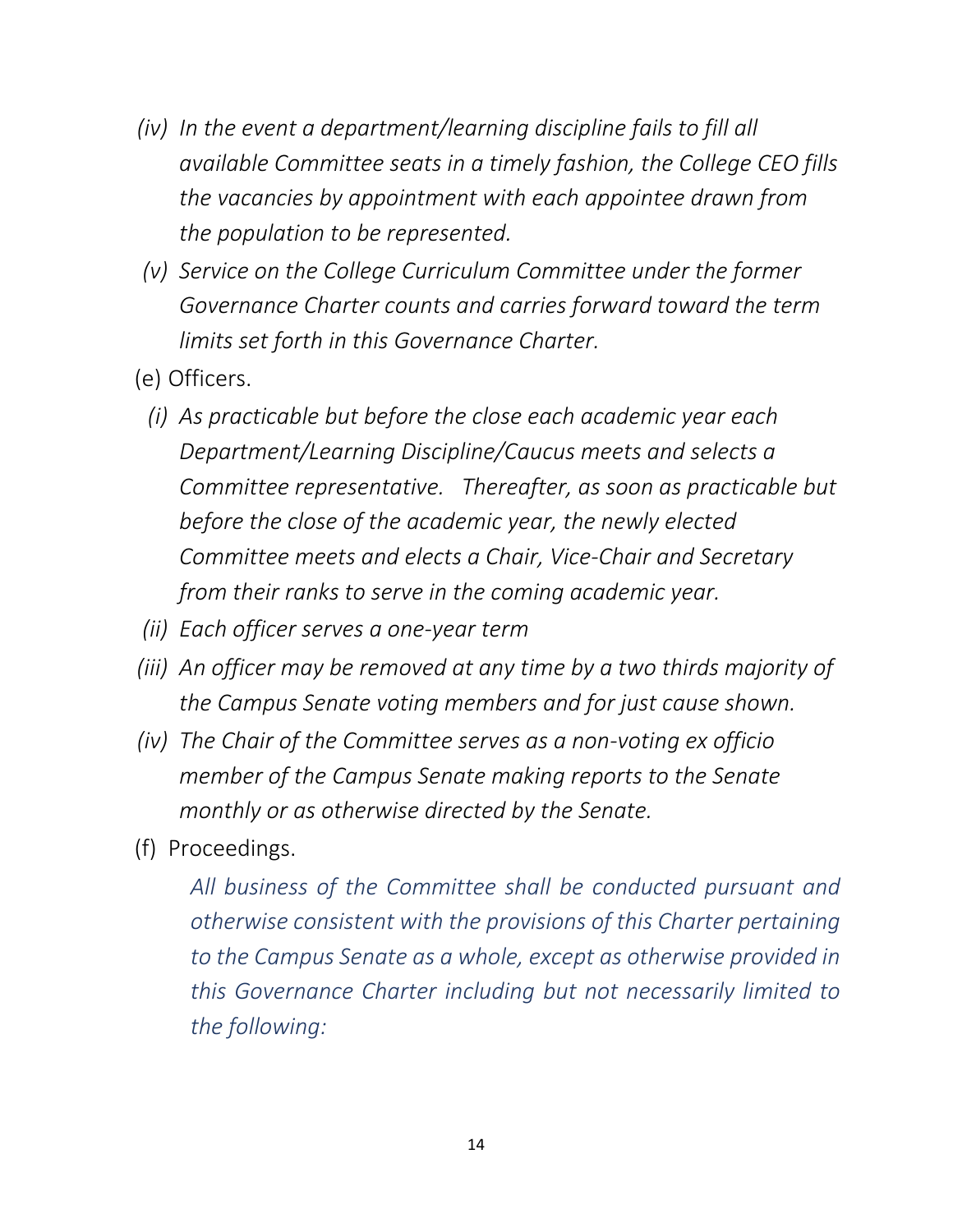*(iv) In the event a department/learning discipline fails to fill all available Committee seats in a timely fashion, the College CEO fills the vacancies by appointment with each appointee drawn from the population to be represented.*

*(v) Service on the College Curriculum Committee under the former Governance Charter counts and carries forward toward the term limits set forth in this Governance Charter.*

(e) Officers.

*(i) As practicable but before the close each academic year each Department/Learning Discipline/Caucus meets and selects a Committee representative. Thereafter, as soon as practicable but before the close of the academic year, the newly elected Committee meets and elects a Chair, Vice-Chair and Secretary from their ranks to serve in the coming academic year.*

*(ii) Each officer serves a one-year term*

*(iii) An officer may be removed at any time by a two thirds majority of the Campus Senate voting members and for just cause shown.*

*(iv) The Chair of the Committee serves as a non-voting ex officio member of the Campus Senate making reports to the Senate monthly or as otherwise directed by the Senate.*

(f) Proceedings.

*All business of the Committee shall be conducted pursuant and otherwise consistent with the provisions of this Charter pertaining to the Campus Senate as a whole, except as otherwise provided in this Governance Charter including but not necessarily limited to the following:*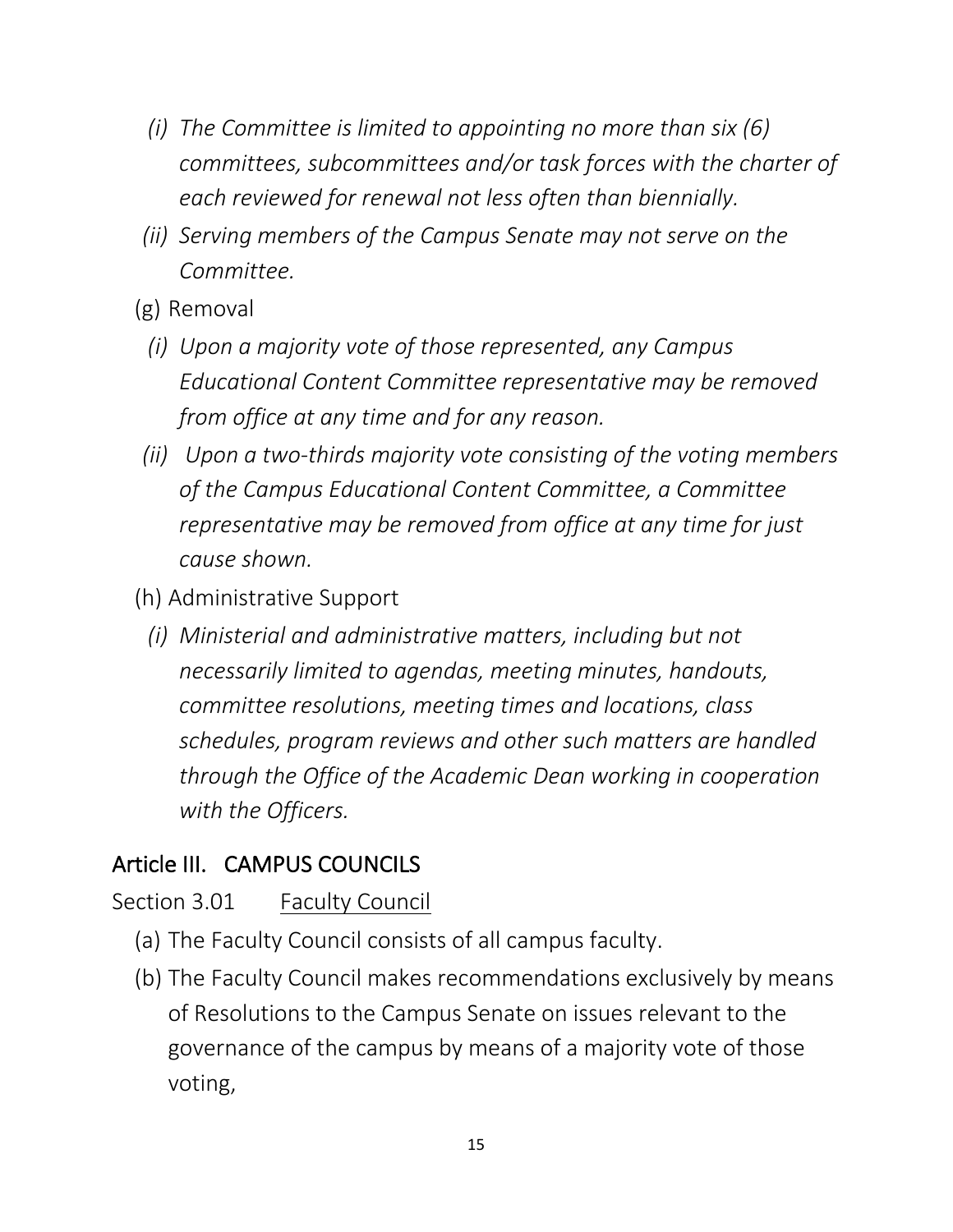*(i) The Committee is limited to appointing no more than six (6) committees, subcommittees and/or task forces with the charter of each reviewed for renewal not less often than biennially.*

*(ii) Serving members of the Campus Senate may not serve on the Committee.*

(g) Removal

*(i) Upon a majority vote of those represented, any Campus Educational Content Committee representative may be removed from office at any time and for any reason.*

*(ii) Upon a two-thirds majority vote consisting of the voting members of the Campus Educational Content Committee, a Committee representative may be removed from office at any time for just cause shown.*

(h) Administrative Support

*(i) Ministerial and administrative matters, including but not necessarily limited to agendas, meeting minutes, handouts, committee resolutions, meeting times and locations, class schedules, program reviews and other such matters are handled through the Office of the Academic Dean working in cooperation with the Officers.*

## Article III. CAMPUS COUNCILS

Section 3.01 Faculty Council

(a) The Faculty Council consists of all campus faculty.

(b) The Faculty Council makes recommendations exclusively by means of Resolutions to the Campus Senate on issues relevant to the governance of the campus by means of a majority vote of those voting,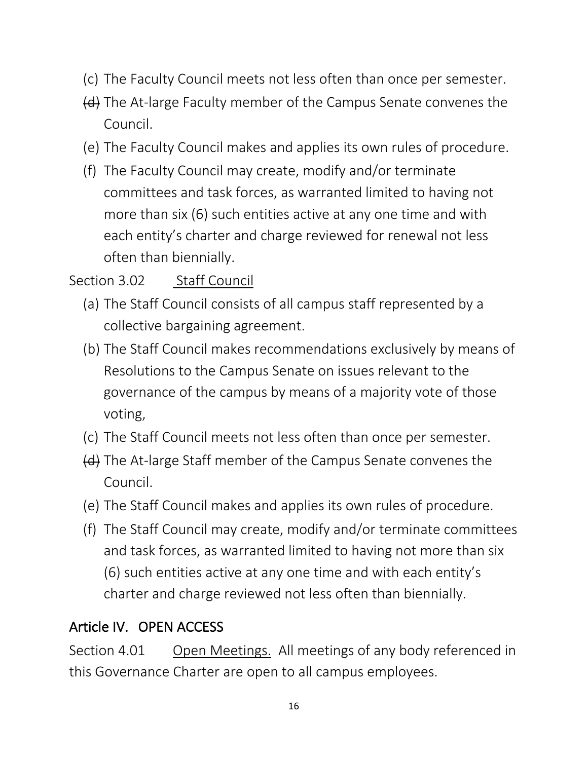(c) The Faculty Council meets not less often than once per semester.

~~(d)~~ The At-large Faculty member of the Campus Senate convenes the Council.

(e) The Faculty Council makes and applies its own rules of procedure.

(f) The Faculty Council may create, modify and/or terminate committees and task forces, as warranted limited to having not more than six (6) such entities active at any one time and with each entity's charter and charge reviewed for renewal not less often than biennially.

Section 3.02 Staff Council

(a) The Staff Council consists of all campus staff represented by a collective bargaining agreement.

(b) The Staff Council makes recommendations exclusively by means of Resolutions to the Campus Senate on issues relevant to the governance of the campus by means of a majority vote of those voting,

(c) The Staff Council meets not less often than once per semester.

~~(d)~~ The At-large Staff member of the Campus Senate convenes the Council.

(e) The Staff Council makes and applies its own rules of procedure.

(f) The Staff Council may create, modify and/or terminate committees and task forces, as warranted limited to having not more than six (6) such entities active at any one time and with each entity's charter and charge reviewed not less often than biennially.

## Article IV. OPEN ACCESS

Section 4.01 Open Meetings. All meetings of any body referenced in this Governance Charter are open to all campus employees.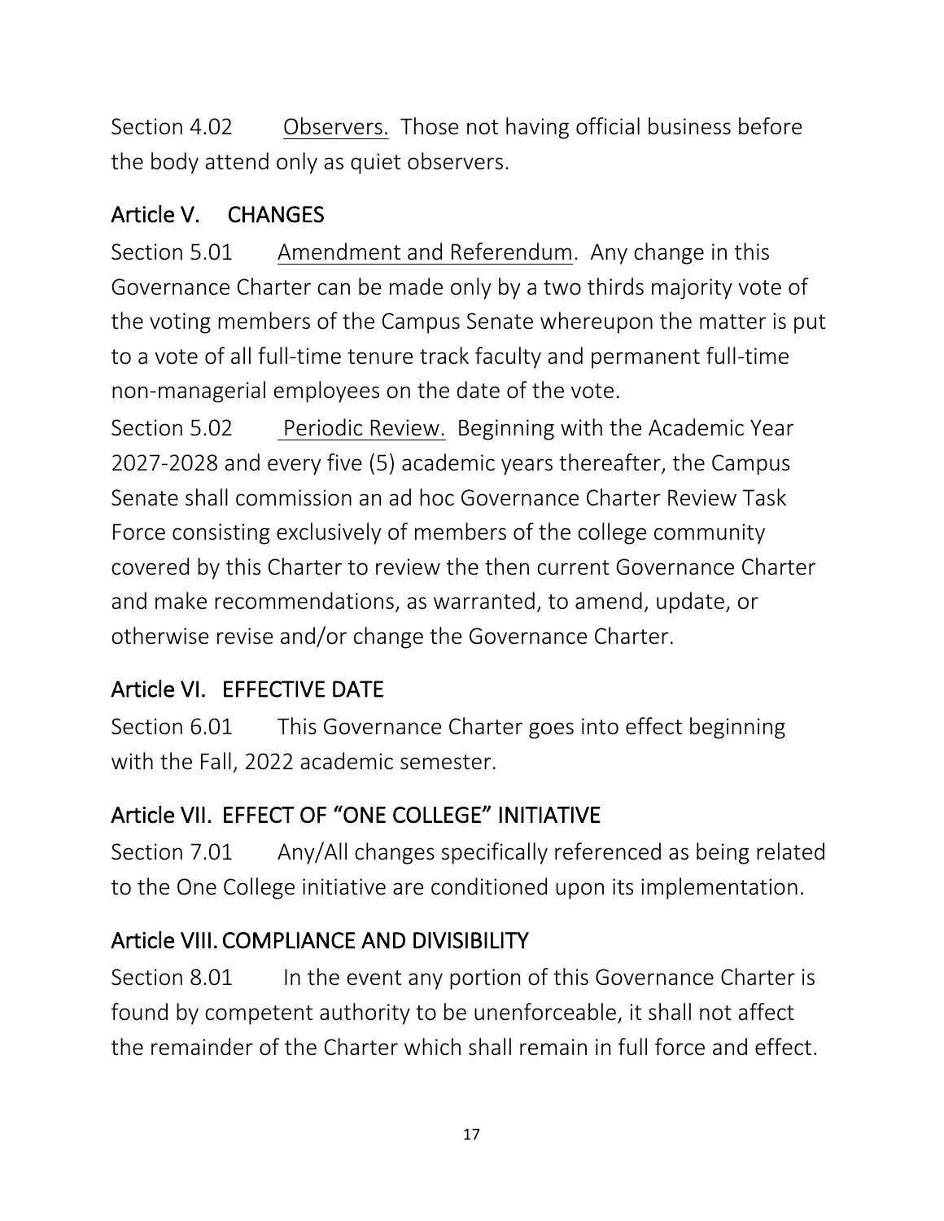Section 4.02 Observers. Those not having official business before the body attend only as quiet observers.

## Article V. CHANGES

Section 5.01 Amendment and Referendum. Any change in this Governance Charter can be made only by a two thirds majority vote of the voting members of the Campus Senate whereupon the matter is put to a vote of all full-time tenure track faculty and permanent full-time non-managerial employees on the date of the vote.

Section 5.02 Periodic Review. Beginning with the Academic Year 2027-2028 and every five (5) academic years thereafter, the Campus Senate shall commission an ad hoc Governance Charter Review Task Force consisting exclusively of members of the college community covered by this Charter to review the then current Governance Charter and make recommendations, as warranted, to amend, update, or otherwise revise and/or change the Governance Charter.

## Article VI. EFFECTIVE DATE

Section 6.01 This Governance Charter goes into effect beginning with the Fall, 2022 academic semester.

## Article VII. EFFECT OF "ONE COLLEGE" INITIATIVE

Section 7.01 Any/All changes specifically referenced as being related to the One College initiative are conditioned upon its implementation.

## Article VIII. COMPLIANCE AND DIVISIBILITY

Section 8.01 In the event any portion of this Governance Charter is found by competent authority to be unenforceable, it shall not affect the remainder of the Charter which shall remain in full force and effect.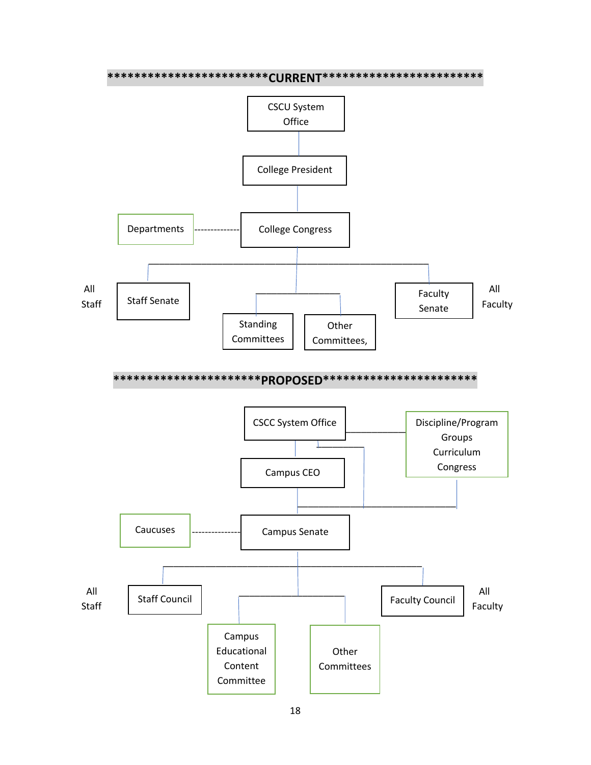************************CURRENT************************

CSCU System Office

College President

Departments

College Congress

All Staff

Staff Senate

Standing Committees

Other Committees,

Faculty Senate

All Faculty

*********************PROPOSED**********************

CSCC System Office

Discipline/Program Groups Curriculum Congress

Campus CEO

Caucuses

Campus Senate

All Staff

Staff Council

Campus Educational Content Committee

Other Committees

Faculty Council

All Faculty